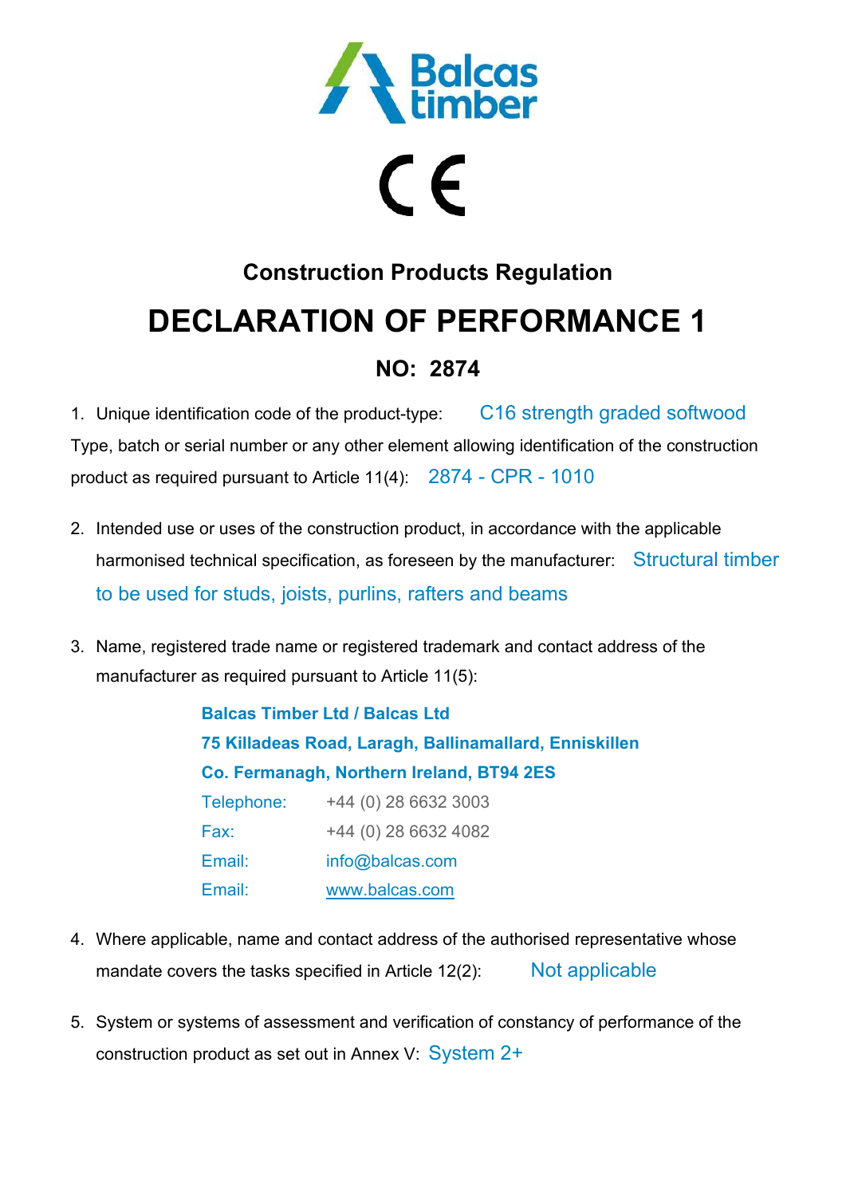Balcas timber

CE

## Construction Products Regulation

# DECLARATION OF PERFORMANCE 1

## NO: 2874

1. Unique identification code of the product-type: C16 strength graded softwood

Type, batch or serial number or any other element allowing identification of the construction product as required pursuant to Article 11(4): 2874 - CPR - 1010

2. Intended use or uses of the construction product, in accordance with the applicable harmonised technical specification, as foreseen by the manufacturer: Structural timber to be used for studs, joists, purlins, rafters and beams

3. Name, registered trade name or registered trademark and contact address of the manufacturer as required pursuant to Article 11(5):

   **Balcas Timber Ltd / Balcas Ltd**
   **75 Killadeas Road, Laragh, Ballinamallard, Enniskillen**
   **Co. Fermanagh, Northern Ireland, BT94 2ES**

   Telephone: +44 (0) 28 6632 3003
   Fax: +44 (0) 28 6632 4082
   Email: info@balcas.com
   Email: www.balcas.com

4. Where applicable, name and contact address of the authorised representative whose mandate covers the tasks specified in Article 12(2): Not applicable

5. System or systems of assessment and verification of constancy of performance of the construction product as set out in Annex V: System 2+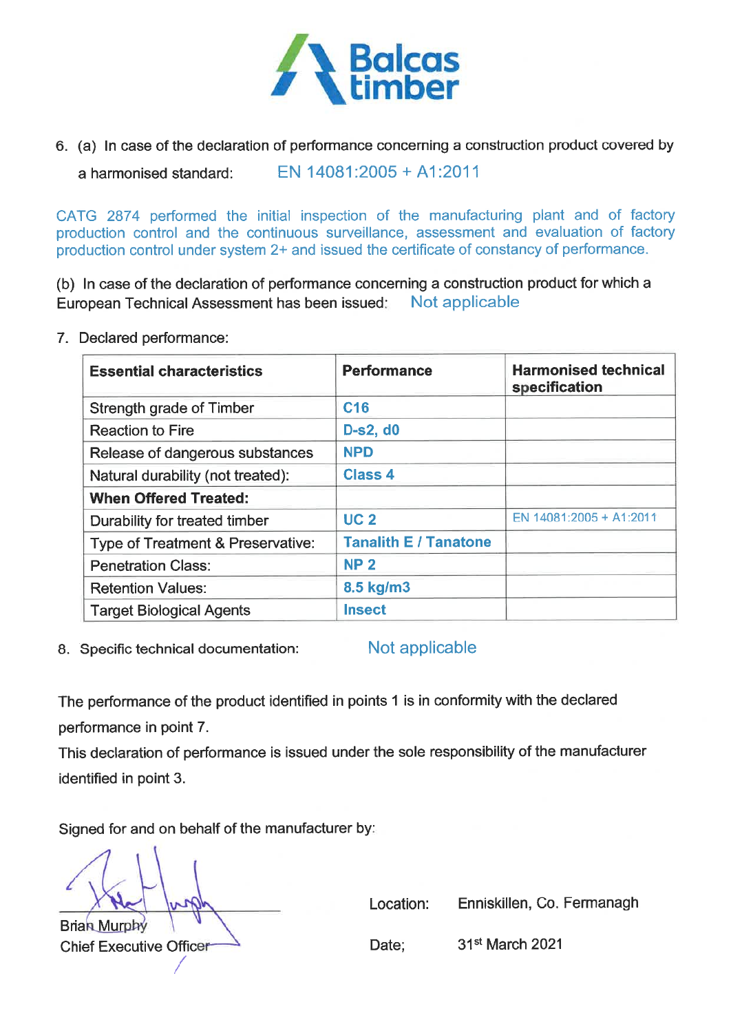**Balcas timber**

6. (a) In case of the declaration of performance concerning a construction product covered by a harmonised standard: EN 14081:2005 + A1:2011

CATG 2874 performed the initial inspection of the manufacturing plant and of factory production control and the continuous surveillance, assessment and evaluation of factory production control under system 2+ and issued the certificate of constancy of performance.

(b) In case of the declaration of performance concerning a construction product for which a European Technical Assessment has been issued: Not applicable

7. Declared performance:

| Essential characteristics | Performance | Harmonised technical specification |
|---|---|---|
| Strength grade of Timber | **C16** | |
| Reaction to Fire | **D-s2, d0** | |
| Release of dangerous substances | **NPD** | |
| Natural durability (not treated): | **Class 4** | |
| **When Offered Treated:** | | |
| Durability for treated timber | **UC 2** | EN 14081:2005 + A1:2011 |
| Type of Treatment & Preservative: | **Tanalith E / Tanatone** | |
| Penetration Class: | **NP 2** | |
| Retention Values: | **8.5 kg/m3** | |
| Target Biological Agents | **Insect** | |

8. Specific technical documentation: Not applicable

The performance of the product identified in points 1 is in conformity with the declared performance in point 7.
This declaration of performance is issued under the sole responsibility of the manufacturer identified in point 3.

Signed for and on behalf of the manufacturer by:

Brian Murphy
Chief Executive Officer

Location: Enniskillen, Co. Fermanagh

Date; 31st March 2021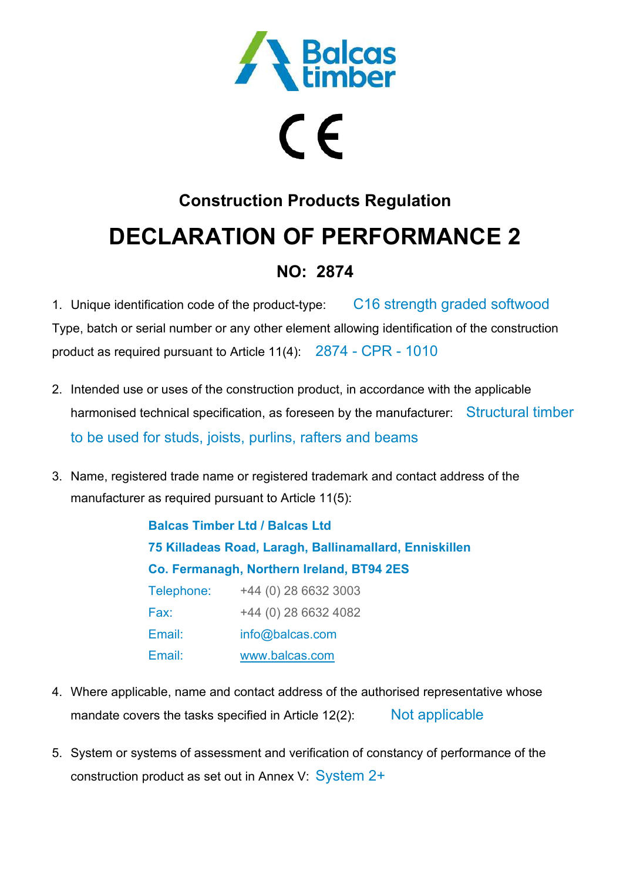# Construction Products Regulation

# DECLARATION OF PERFORMANCE 2

## NO: 2874

1. Unique identification code of the product-type: C16 strength graded softwood

Type, batch or serial number or any other element allowing identification of the construction product as required pursuant to Article 11(4): 2874 - CPR - 1010

2. Intended use or uses of the construction product, in accordance with the applicable harmonised technical specification, as foreseen by the manufacturer: Structural timber to be used for studs, joists, purlins, rafters and beams

3. Name, registered trade name or registered trademark and contact address of the manufacturer as required pursuant to Article 11(5):

   **Balcas Timber Ltd / Balcas Ltd**
   **75 Killadeas Road, Laragh, Ballinamallard, Enniskillen**
   **Co. Fermanagh, Northern Ireland, BT94 2ES**

   Telephone: +44 (0) 28 6632 3003
   Fax: +44 (0) 28 6632 4082
   Email: info@balcas.com
   Email: www.balcas.com

4. Where applicable, name and contact address of the authorised representative whose mandate covers the tasks specified in Article 12(2): Not applicable

5. System or systems of assessment and verification of constancy of performance of the construction product as set out in Annex V: System 2+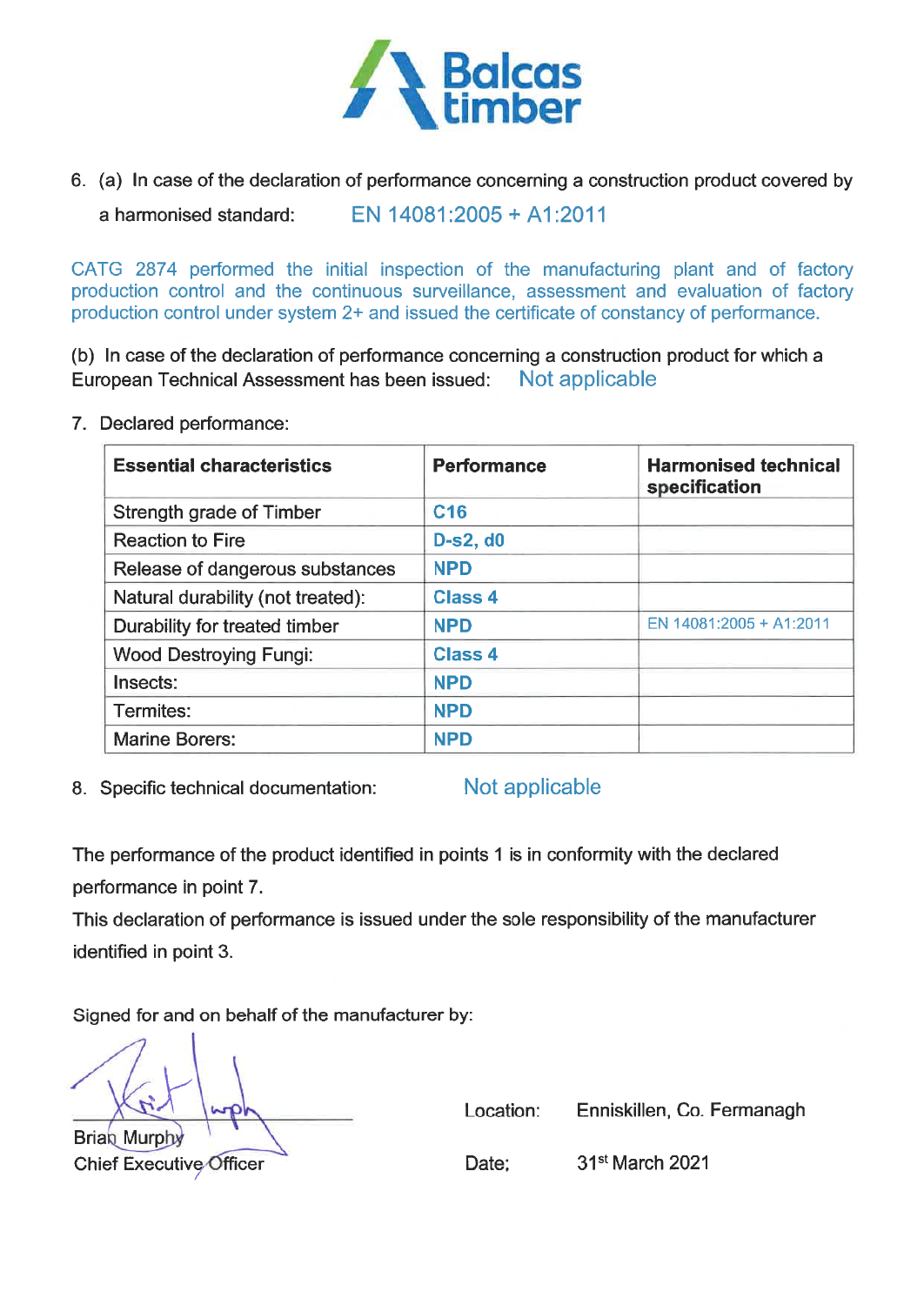Balcas timber

6. (a) In case of the declaration of performance concerning a construction product covered by a harmonised standard: EN 14081:2005 + A1:2011

CATG 2874 performed the initial inspection of the manufacturing plant and of factory production control and the continuous surveillance, assessment and evaluation of factory production control under system 2+ and issued the certificate of constancy of performance.

(b) In case of the declaration of performance concerning a construction product for which a European Technical Assessment has been issued: Not applicable

7. Declared performance:

| Essential characteristics | Performance | Harmonised technical specification |
|---|---|---|
| Strength grade of Timber | **C16** | |
| Reaction to Fire | **D-s2, d0** | |
| Release of dangerous substances | **NPD** | |
| Natural durability (not treated): | **Class 4** | |
| Durability for treated timber | **NPD** | EN 14081:2005 + A1:2011 |
| Wood Destroying Fungi: | **Class 4** | |
| Insects: | **NPD** | |
| Termites: | **NPD** | |
| Marine Borers: | **NPD** | |

8. Specific technical documentation: Not applicable

The performance of the product identified in points 1 is in conformity with the declared performance in point 7.

This declaration of performance is issued under the sole responsibility of the manufacturer identified in point 3.

Signed for and on behalf of the manufacturer by:

Brian Murphy
Chief Executive Officer

Location: Enniskillen, Co. Fermanagh

Date: 31st March 2021